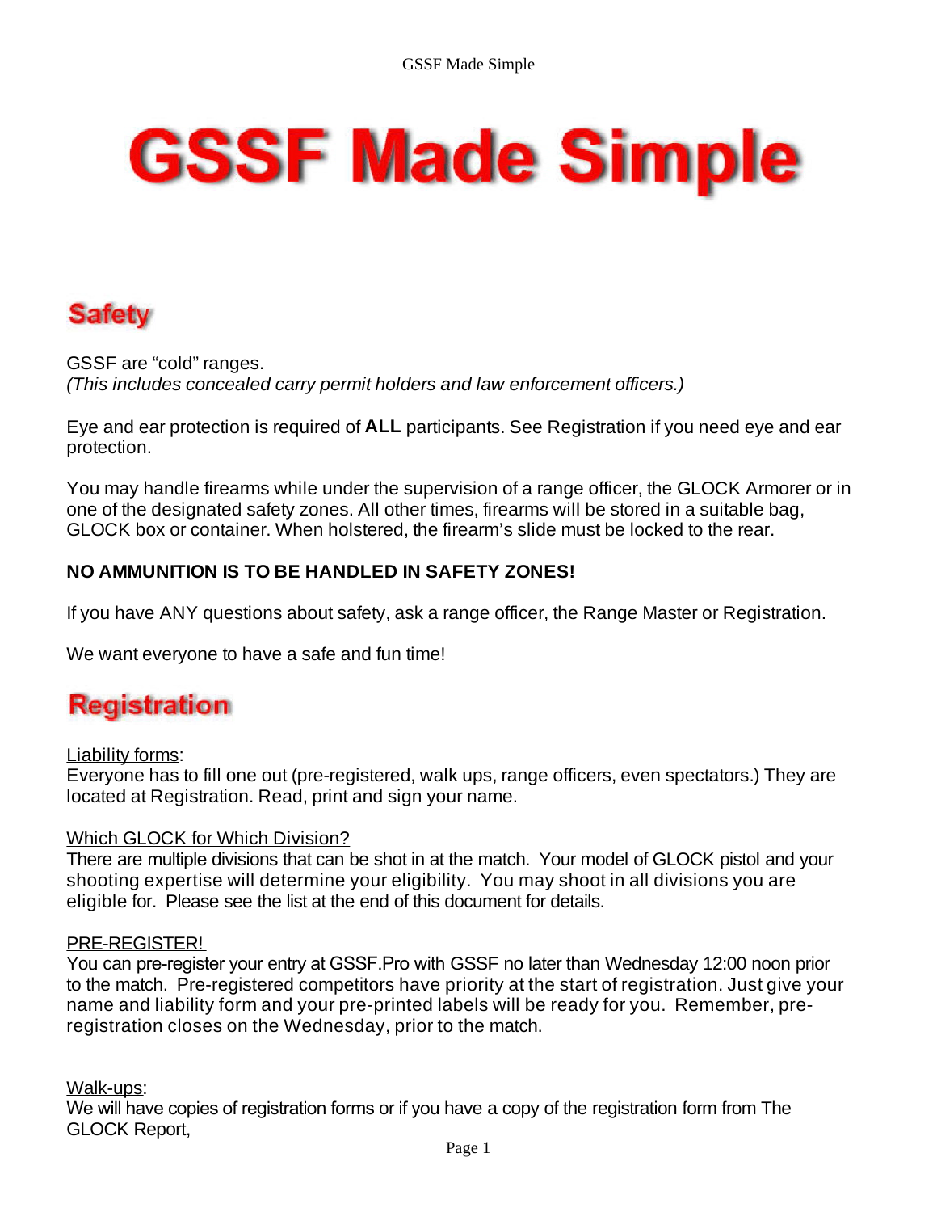# GSSF Made Simple

## Safety

GSSF are “cold” ranges.
*(This includes concealed carry permit holders and law enforcement officers.)*

Eye and ear protection is required of **ALL** participants. See Registration if you need eye and ear protection.

You may handle firearms while under the supervision of a range officer, the GLOCK Armorer or in one of the designated safety zones. All other times, firearms will be stored in a suitable bag, GLOCK box or container. When holstered, the firearm’s slide must be locked to the rear.

**NO AMMUNITION IS TO BE HANDLED IN SAFETY ZONES!**

If you have ANY questions about safety, ask a range officer, the Range Master or Registration.

We want everyone to have a safe and fun time!

## Registration

Liability forms:
Everyone has to fill one out (pre-registered, walk ups, range officers, even spectators.) They are located at Registration. Read, print and sign your name.

Which GLOCK for Which Division?
There are multiple divisions that can be shot in at the match. Your model of GLOCK pistol and your shooting expertise will determine your eligibility. You may shoot in all divisions you are eligible for. Please see the list at the end of this document for details.

PRE-REGISTER!
You can pre-register your entry at GSSF.Pro with GSSF no later than Wednesday 12:00 noon prior to the match. Pre-registered competitors have priority at the start of registration. Just give your name and liability form and your pre-printed labels will be ready for you. Remember, pre-registration closes on the Wednesday, prior to the match.

Walk-ups:
We will have copies of registration forms or if you have a copy of the registration form from The GLOCK Report,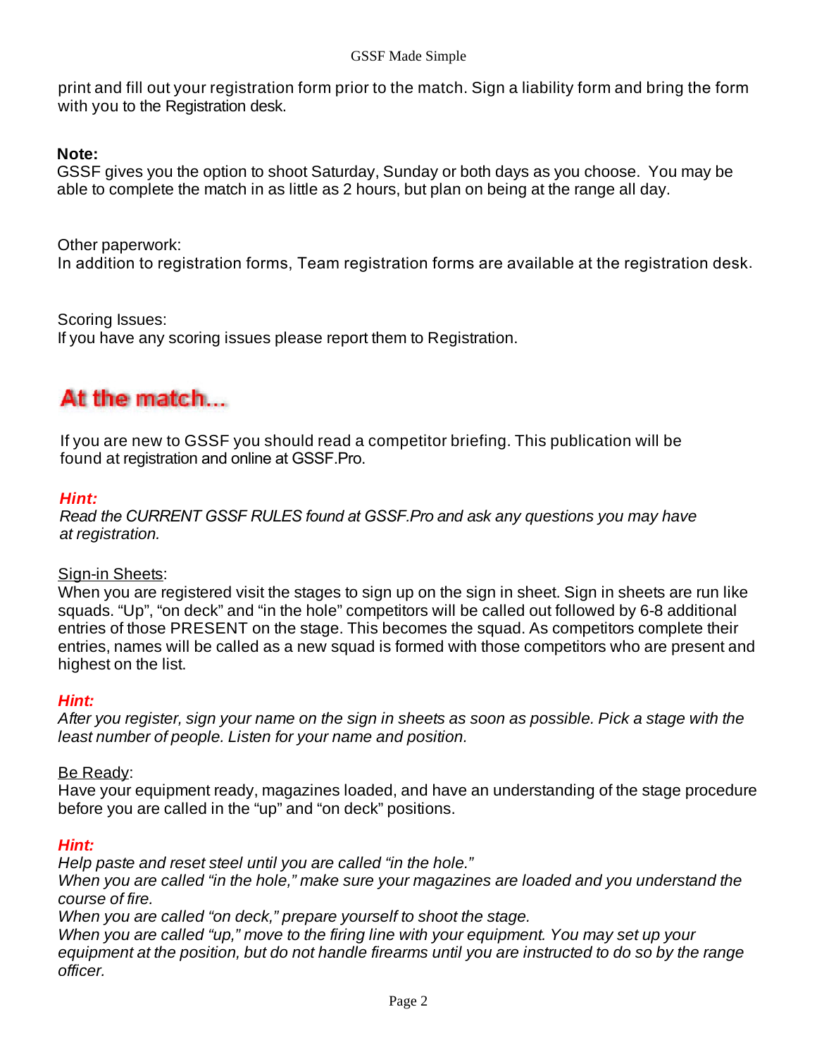print and fill out your registration form prior to the match. Sign a liability form and bring the form with you to the Registration desk.

**Note:**
GSSF gives you the option to shoot Saturday, Sunday or both days as you choose. You may be able to complete the match in as little as 2 hours, but plan on being at the range all day.

Other paperwork:
In addition to registration forms, Team registration forms are available at the registration desk.

Scoring Issues:
If you have any scoring issues please report them to Registration.

## At the match...

If you are new to GSSF you should read a competitor briefing. This publication will be found at registration and online at GSSF.Pro.

***Hint:***
*Read the CURRENT GSSF RULES found at GSSF.Pro and ask any questions you may have at registration.*

Sign-in Sheets:
When you are registered visit the stages to sign up on the sign in sheet. Sign in sheets are run like squads. "Up", "on deck" and "in the hole" competitors will be called out followed by 6-8 additional entries of those PRESENT on the stage. This becomes the squad. As competitors complete their entries, names will be called as a new squad is formed with those competitors who are present and highest on the list.

***Hint:***
*After you register, sign your name on the sign in sheets as soon as possible. Pick a stage with the least number of people. Listen for your name and position.*

Be Ready:
Have your equipment ready, magazines loaded, and have an understanding of the stage procedure before you are called in the "up" and "on deck" positions.

***Hint:***
*Help paste and reset steel until you are called "in the hole."*
*When you are called "in the hole," make sure your magazines are loaded and you understand the course of fire.*
*When you are called "on deck," prepare yourself to shoot the stage.*
*When you are called "up," move to the firing line with your equipment. You may set up your equipment at the position, but do not handle firearms until you are instructed to do so by the range officer.*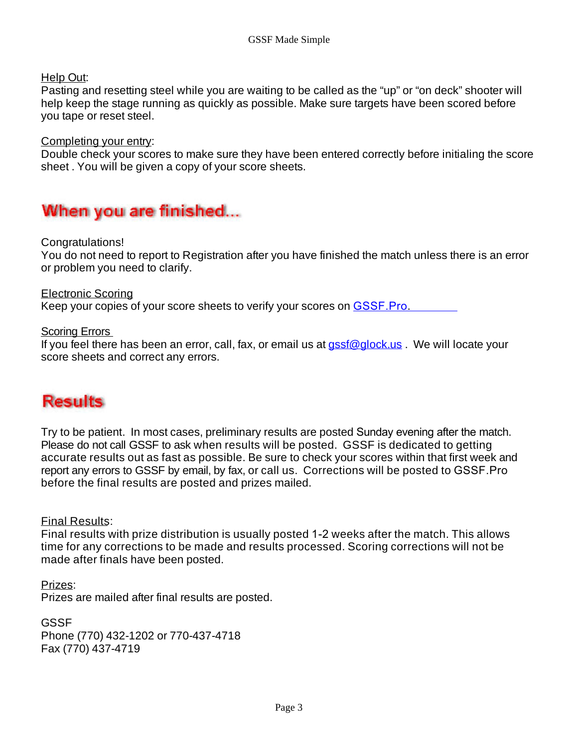Help Out:
Pasting and resetting steel while you are waiting to be called as the "up" or "on deck" shooter will help keep the stage running as quickly as possible. Make sure targets have been scored before you tape or reset steel.

Completing your entry:
Double check your scores to make sure they have been entered correctly before initialing the score sheet . You will be given a copy of your score sheets.

## When you are finished...

Congratulations!
You do not need to report to Registration after you have finished the match unless there is an error or problem you need to clarify.

Electronic Scoring
Keep your copies of your score sheets to verify your scores on GSSF.Pro.

Scoring Errors
If you feel there has been an error, call, fax, or email us at gssf@glock.us . We will locate your score sheets and correct any errors.

## Results

Try to be patient. In most cases, preliminary results are posted Sunday evening after the match. Please do not call GSSF to ask when results will be posted. GSSF is dedicated to getting accurate results out as fast as possible. Be sure to check your scores within that first week and report any errors to GSSF by email, by fax, or call us. Corrections will be posted to GSSF.Pro before the final results are posted and prizes mailed.

Final Results:
Final results with prize distribution is usually posted 1-2 weeks after the match. This allows time for any corrections to be made and results processed. Scoring corrections will not be made after finals have been posted.

Prizes:
Prizes are mailed after final results are posted.

GSSF
Phone (770) 432-1202 or 770-437-4718
Fax (770) 437-4719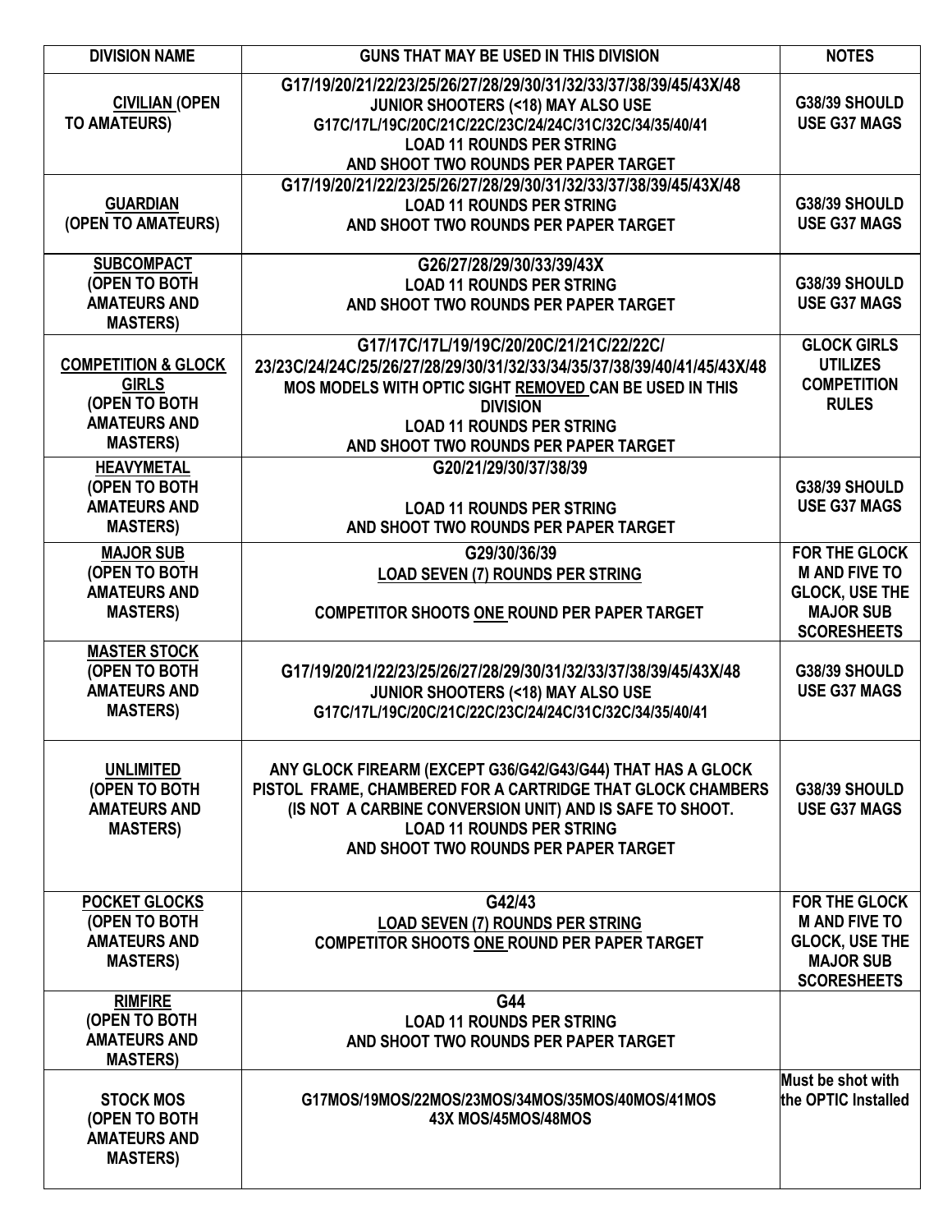| DIVISION NAME | GUNS THAT MAY BE USED IN THIS DIVISION | NOTES |
|---|---|---|
| **CIVILIAN (OPEN TO AMATEURS)** | G17/19/20/21/22/23/25/26/27/28/29/30/31/32/33/37/38/39/45/43X/48<br>JUNIOR SHOOTERS (<18) MAY ALSO USE<br>G17C/17L/19C/20C/21C/22C/23C/24/24C/31C/32C/34/35/40/41<br>LOAD 11 ROUNDS PER STRING<br>AND SHOOT TWO ROUNDS PER PAPER TARGET | G38/39 SHOULD USE G37 MAGS |
| **GUARDIAN (OPEN TO AMATEURS)** | G17/19/20/21/22/23/25/26/27/28/29/30/31/32/33/37/38/39/45/43X/48<br>LOAD 11 ROUNDS PER STRING<br>AND SHOOT TWO ROUNDS PER PAPER TARGET | G38/39 SHOULD USE G37 MAGS |
| **SUBCOMPACT (OPEN TO BOTH AMATEURS AND MASTERS)** | G26/27/28/29/30/33/39/43X<br>LOAD 11 ROUNDS PER STRING<br>AND SHOOT TWO ROUNDS PER PAPER TARGET | G38/39 SHOULD USE G37 MAGS |
| **COMPETITION & GLOCK GIRLS (OPEN TO BOTH AMATEURS AND MASTERS)** | G17/17C/17L/19/19C/20/20C/21/21C/22/22C/<br>23/23C/24/24C/25/26/27/28/29/30/31/32/33/34/35/37/38/39/40/41/45/43X/48<br>MOS MODELS WITH OPTIC SIGHT REMOVED CAN BE USED IN THIS DIVISION<br>LOAD 11 ROUNDS PER STRING<br>AND SHOOT TWO ROUNDS PER PAPER TARGET | GLOCK GIRLS UTILIZES COMPETITION RULES |
| **HEAVYMETAL (OPEN TO BOTH AMATEURS AND MASTERS)** | G20/21/29/30/37/38/39<br>LOAD 11 ROUNDS PER STRING<br>AND SHOOT TWO ROUNDS PER PAPER TARGET | G38/39 SHOULD USE G37 MAGS |
| **MAJOR SUB (OPEN TO BOTH AMATEURS AND MASTERS)** | G29/30/36/39<br>LOAD SEVEN (7) ROUNDS PER STRING<br>COMPETITOR SHOOTS ONE ROUND PER PAPER TARGET | FOR THE GLOCK M AND FIVE TO GLOCK, USE THE MAJOR SUB SCORESHEETS |
| **MASTER STOCK (OPEN TO BOTH AMATEURS AND MASTERS)** | G17/19/20/21/22/23/25/26/27/28/29/30/31/32/33/37/38/39/45/43X/48<br>JUNIOR SHOOTERS (<18) MAY ALSO USE<br>G17C/17L/19C/20C/21C/22C/23C/24/24C/31C/32C/34/35/40/41 | G38/39 SHOULD USE G37 MAGS |
| **UNLIMITED (OPEN TO BOTH AMATEURS AND MASTERS)** | ANY GLOCK FIREARM (EXCEPT G36/G42/G43/G44) THAT HAS A GLOCK PISTOL FRAME, CHAMBERED FOR A CARTRIDGE THAT GLOCK CHAMBERS (IS NOT A CARBINE CONVERSION UNIT) AND IS SAFE TO SHOOT.<br>LOAD 11 ROUNDS PER STRING<br>AND SHOOT TWO ROUNDS PER PAPER TARGET | G38/39 SHOULD USE G37 MAGS |
| **POCKET GLOCKS (OPEN TO BOTH AMATEURS AND MASTERS)** | G42/43<br>LOAD SEVEN (7) ROUNDS PER STRING<br>COMPETITOR SHOOTS ONE ROUND PER PAPER TARGET | FOR THE GLOCK M AND FIVE TO GLOCK, USE THE MAJOR SUB SCORESHEETS |
| **RIMFIRE (OPEN TO BOTH AMATEURS AND MASTERS)** | G44<br>LOAD 11 ROUNDS PER STRING<br>AND SHOOT TWO ROUNDS PER PAPER TARGET | |
| **STOCK MOS (OPEN TO BOTH AMATEURS AND MASTERS)** | G17MOS/19MOS/22MOS/23MOS/34MOS/35MOS/40MOS/41MOS<br>43X MOS/45MOS/48MOS | Must be shot with the OPTIC Installed |